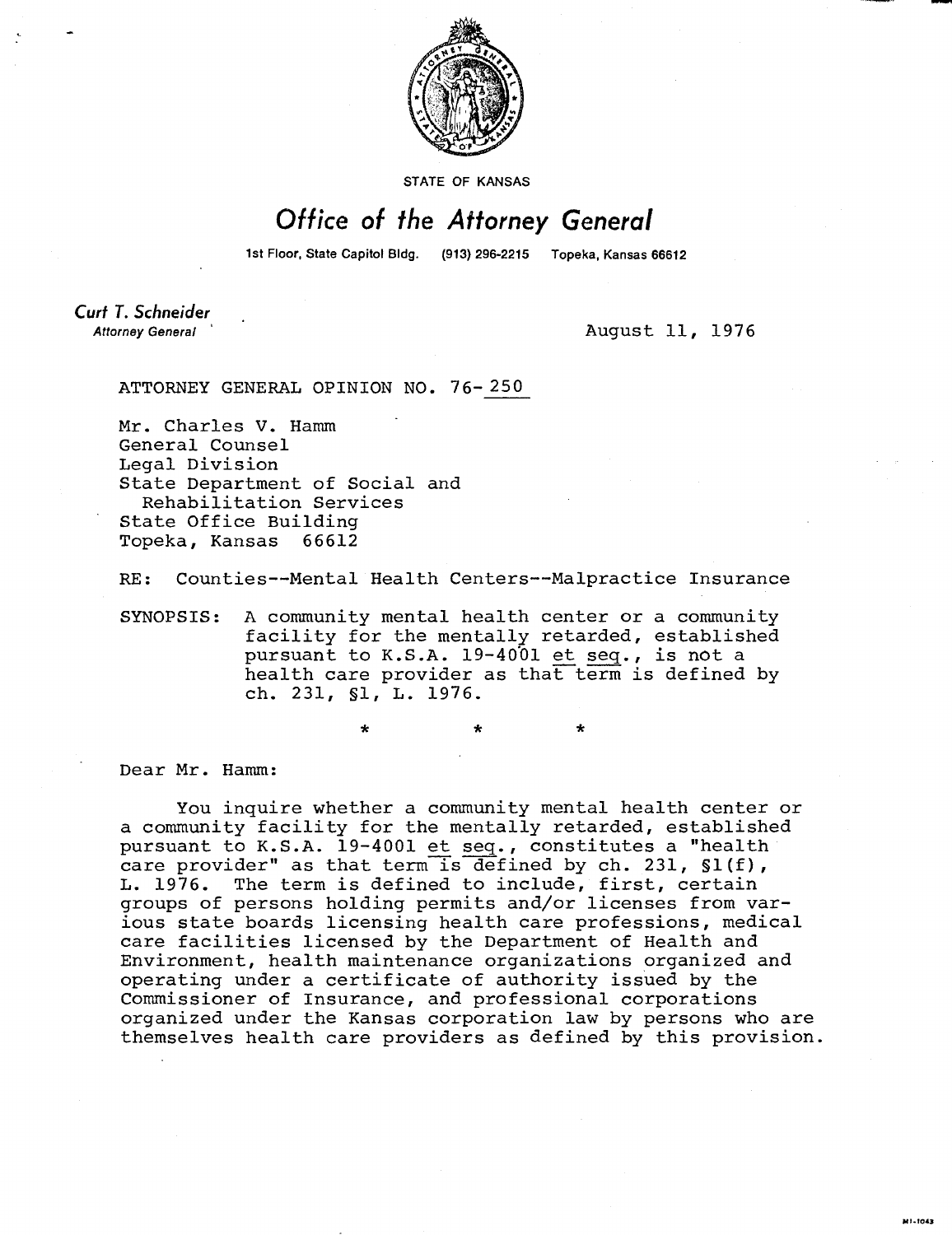STATE OF KANSAS

# Office of the Attorney General

1st Floor, State Capitol Bldg. (913) 296-2215 Topeka, Kansas 66612

**Curt T. Schneider**
*Attorney General*

August 11, 1976

ATTORNEY GENERAL OPINION NO. 76-250

Mr. Charles V. Hamm
General Counsel
Legal Division
State Department of Social and
Rehabilitation Services
State Office Building
Topeka, Kansas 66612

RE: Counties--Mental Health Centers--Malpractice Insurance

SYNOPSIS: A community mental health center or a community facility for the mentally retarded, established pursuant to K.S.A. 19-4001 et seq., is not a health care provider as that term is defined by ch. 231, §1, L. 1976.

\* \* \*

Dear Mr. Hamm:

You inquire whether a community mental health center or a community facility for the mentally retarded, established pursuant to K.S.A. 19-4001 et seq., constitutes a "health care provider" as that term is defined by ch. 231, §1(f), L. 1976. The term is defined to include, first, certain groups of persons holding permits and/or licenses from various state boards licensing health care professions, medical care facilities licensed by the Department of Health and Environment, health maintenance organizations organized and operating under a certificate of authority issued by the Commissioner of Insurance, and professional corporations organized under the Kansas corporation law by persons who are themselves health care providers as defined by this provision.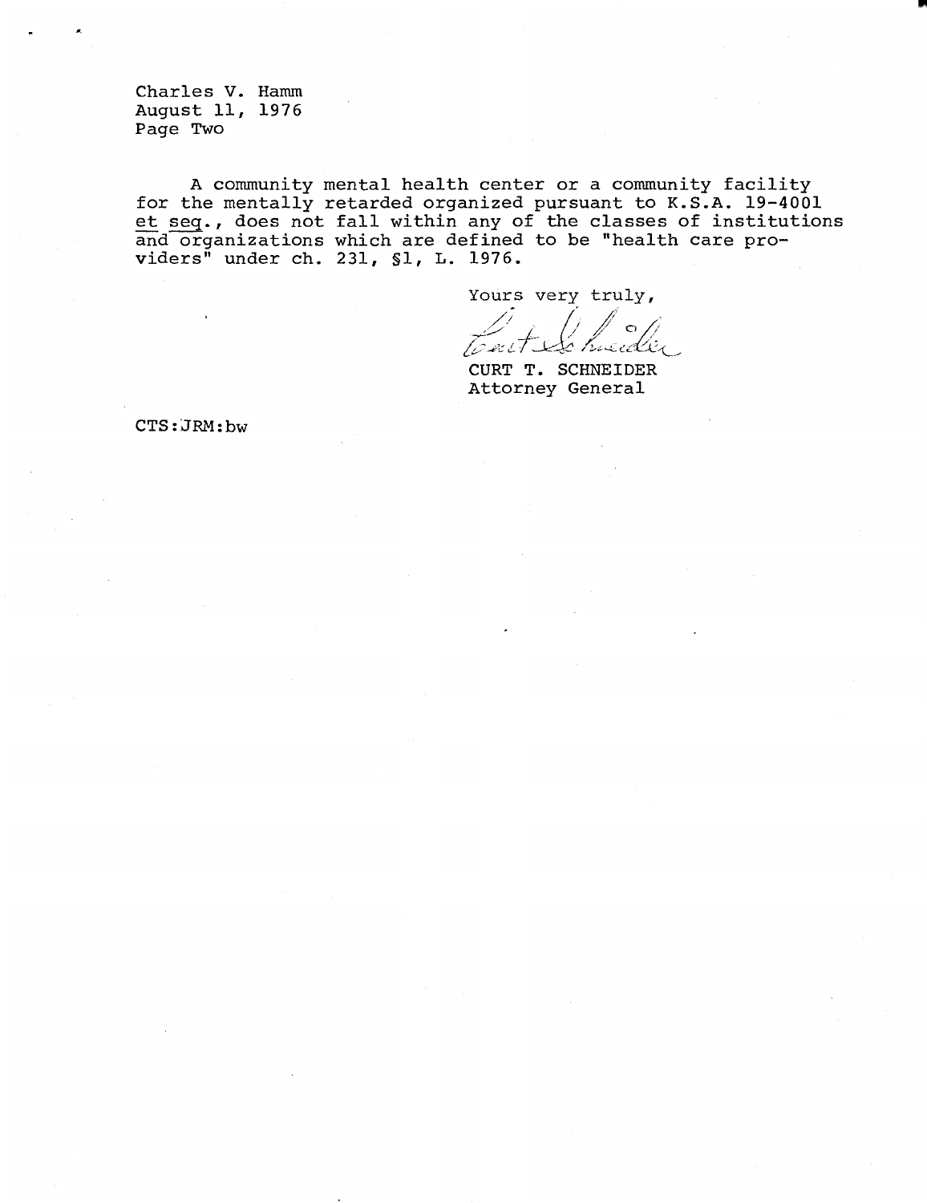A community mental health center or a community facility for the mentally retarded organized pursuant to K.S.A. 19-4001 _et seq._, does not fall within any of the classes of institutions and organizations which are defined to be "health care providers" under ch. 231, §1, L. 1976.

Yours very truly,

CURT T. SCHNEIDER
Attorney General

CTS:JRM:bw